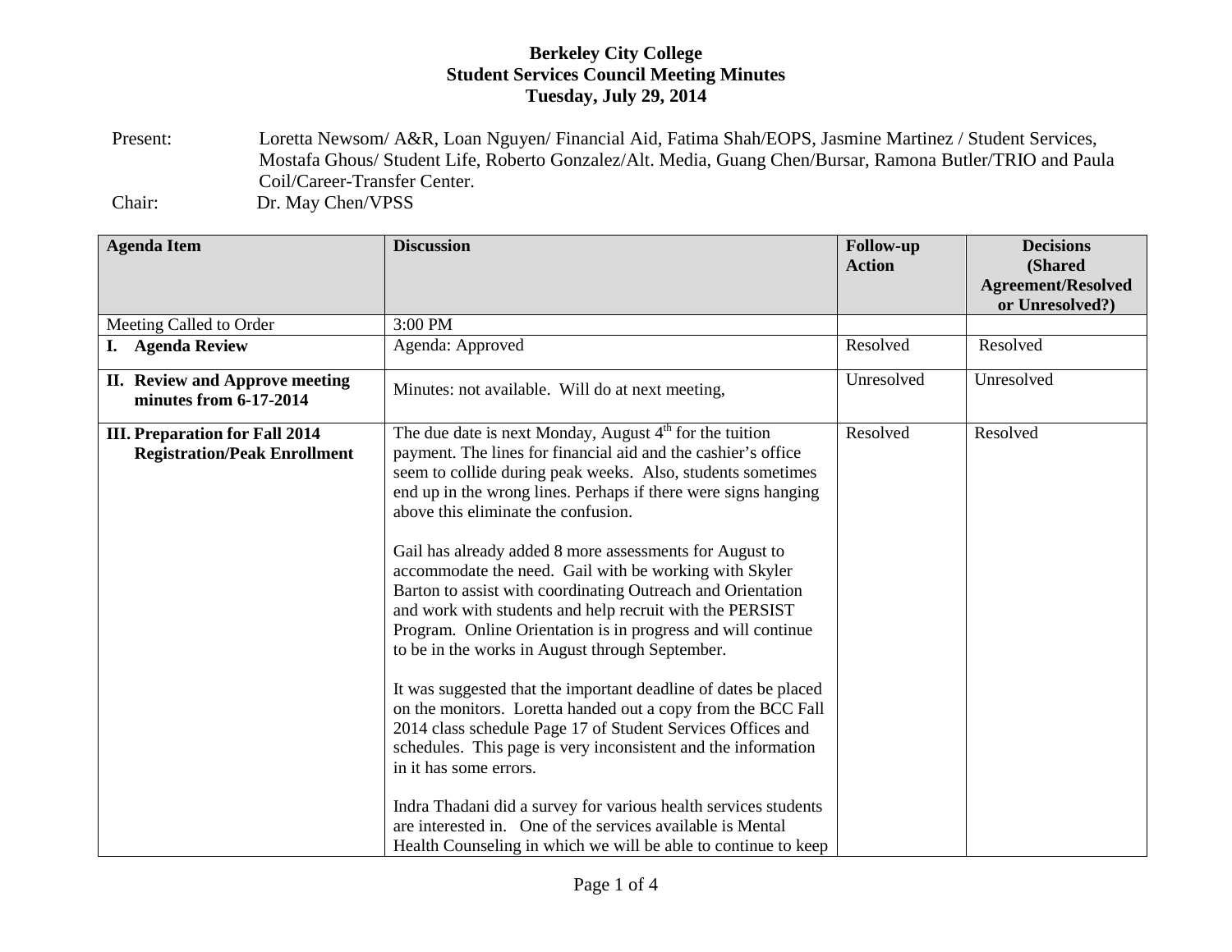**Berkeley City College**
**Student Services Council Meeting Minutes**
**Tuesday, July 29, 2014**

Present: Loretta Newsom/ A&R, Loan Nguyen/ Financial Aid, Fatima Shah/EOPS, Jasmine Martinez / Student Services, Mostafa Ghous/ Student Life, Roberto Gonzalez/Alt. Media, Guang Chen/Bursar, Ramona Butler/TRIO and Paula Coil/Career-Transfer Center.

Chair: Dr. May Chen/VPSS

| Agenda Item | Discussion | Follow-up Action | Decisions (Shared Agreement/Resolved or Unresolved?) |
|---|---|---|---|
| Meeting Called to Order | 3:00 PM | | |
| **I. Agenda Review** | Agenda: Approved | Resolved | Resolved |
| **II. Review and Approve meeting minutes from 6-17-2014** | Minutes: not available. Will do at next meeting, | Unresolved | Unresolved |
| **III. Preparation for Fall 2014 Registration/Peak Enrollment** | The due date is next Monday, August 4th for the tuition payment. The lines for financial aid and the cashier's office seem to collide during peak weeks. Also, students sometimes end up in the wrong lines. Perhaps if there were signs hanging above this eliminate the confusion.<br><br>Gail has already added 8 more assessments for August to accommodate the need. Gail with be working with Skyler Barton to assist with coordinating Outreach and Orientation and work with students and help recruit with the PERSIST Program. Online Orientation is in progress and will continue to be in the works in August through September.<br><br>It was suggested that the important deadline of dates be placed on the monitors. Loretta handed out a copy from the BCC Fall 2014 class schedule Page 17 of Student Services Offices and schedules. This page is very inconsistent and the information in it has some errors.<br><br>Indra Thadani did a survey for various health services students are interested in. One of the services available is Mental Health Counseling in which we will be able to continue to keep | Resolved | Resolved |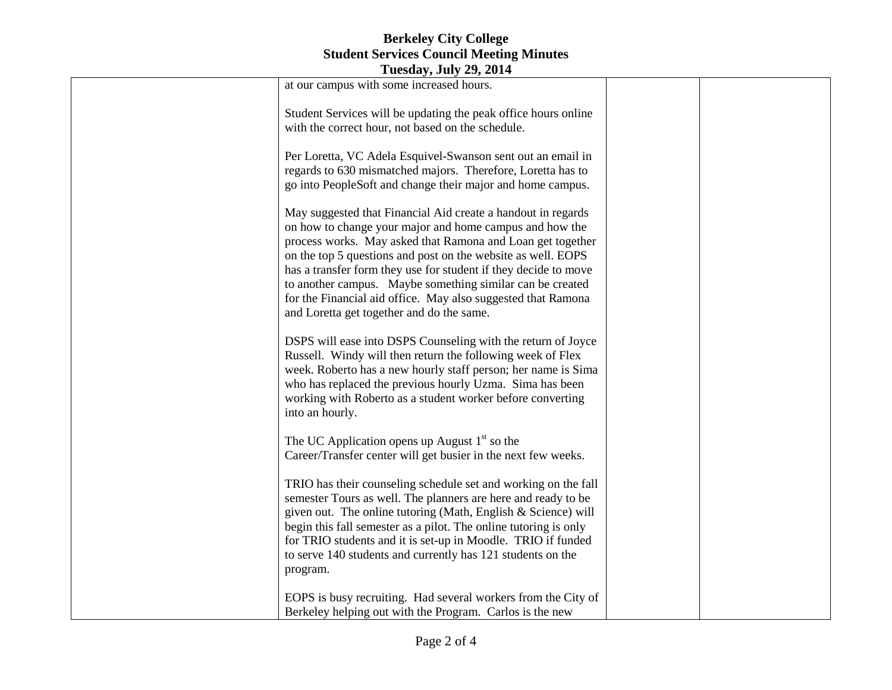| | | | |
|---|---|---|---|
| | at our campus with some increased hours.<br><br>Student Services will be updating the peak office hours online with the correct hour, not based on the schedule.<br><br>Per Loretta, VC Adela Esquivel-Swanson sent out an email in regards to 630 mismatched majors. Therefore, Loretta has to go into PeopleSoft and change their major and home campus.<br><br>May suggested that Financial Aid create a handout in regards on how to change your major and home campus and how the process works. May asked that Ramona and Loan get together on the top 5 questions and post on the website as well. EOPS has a transfer form they use for student if they decide to move to another campus. Maybe something similar can be created for the Financial aid office. May also suggested that Ramona and Loretta get together and do the same.<br><br>DSPS will ease into DSPS Counseling with the return of Joyce Russell. Windy will then return the following week of Flex week. Roberto has a new hourly staff person; her name is Sima who has replaced the previous hourly Uzma. Sima has been working with Roberto as a student worker before converting into an hourly.<br><br>The UC Application opens up August 1st so the Career/Transfer center will get busier in the next few weeks.<br><br>TRIO has their counseling schedule set and working on the fall semester Tours as well. The planners are here and ready to be given out. The online tutoring (Math, English & Science) will begin this fall semester as a pilot. The online tutoring is only for TRIO students and it is set-up in Moodle. TRIO if funded to serve 140 students and currently has 121 students on the program.<br><br>EOPS is busy recruiting. Had several workers from the City of Berkeley helping out with the Program. Carlos is the new | | |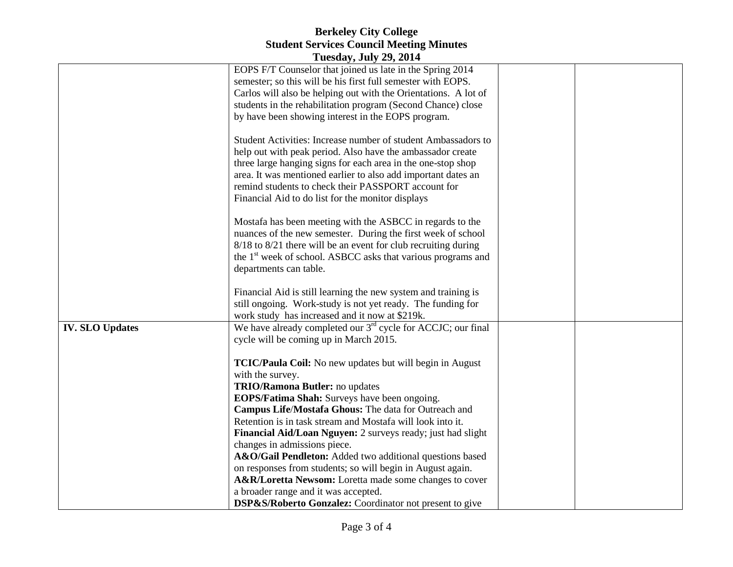**Berkeley City College**
**Student Services Council Meeting Minutes**
**Tuesday, July 29, 2014**

| | | | |
|---|---|---|---|
| | EOPS F/T Counselor that joined us late in the Spring 2014 semester; so this will be his first full semester with EOPS. Carlos will also be helping out with the Orientations. A lot of students in the rehabilitation program (Second Chance) close by have been showing interest in the EOPS program.<br><br>Student Activities: Increase number of student Ambassadors to help out with peak period. Also have the ambassador create three large hanging signs for each area in the one-stop shop area. It was mentioned earlier to also add important dates an remind students to check their PASSPORT account for Financial Aid to do list for the monitor displays<br><br>Mostafa has been meeting with the ASBCC in regards to the nuances of the new semester. During the first week of school 8/18 to 8/21 there will be an event for club recruiting during the 1st week of school. ASBCC asks that various programs and departments can table.<br><br>Financial Aid is still learning the new system and training is still ongoing. Work-study is not yet ready. The funding for work study has increased and it now at $219k. | | |
| **IV. SLO Updates** | We have already completed our 3rd cycle for ACCJC; our final cycle will be coming up in March 2015.<br><br>**TCIC/Paula Coil:** No new updates but will begin in August with the survey.<br>**TRIO/Ramona Butler:** no updates<br>**EOPS/Fatima Shah:** Surveys have been ongoing.<br>**Campus Life/Mostafa Ghous:** The data for Outreach and Retention is in task stream and Mostafa will look into it.<br>**Financial Aid/Loan Nguyen:** 2 surveys ready; just had slight changes in admissions piece.<br>**A&O/Gail Pendleton:** Added two additional questions based on responses from students; so will begin in August again.<br>**A&R/Loretta Newsom:** Loretta made some changes to cover a broader range and it was accepted.<br>**DSP&S/Roberto Gonzalez:** Coordinator not present to give | | |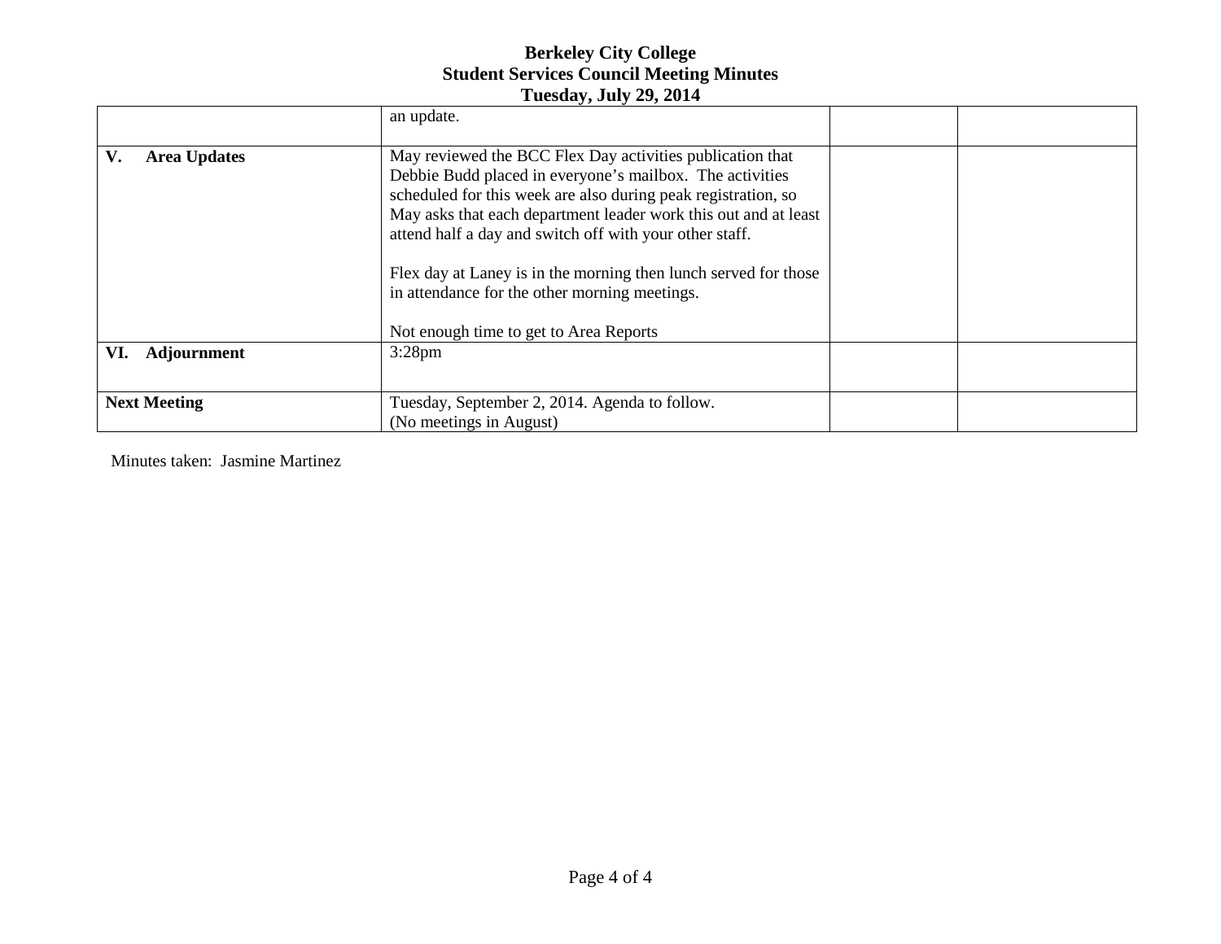| | | | |
|---|---|---|---|
| | an update. | | |
| **V. Area Updates** | May reviewed the BCC Flex Day activities publication that Debbie Budd placed in everyone's mailbox. The activities scheduled for this week are also during peak registration, so May asks that each department leader work this out and at least attend half a day and switch off with your other staff.<br><br>Flex day at Laney is in the morning then lunch served for those in attendance for the other morning meetings.<br><br>Not enough time to get to Area Reports | | |
| **VI. Adjournment** | 3:28pm | | |
| **Next Meeting** | Tuesday, September 2, 2014. Agenda to follow.<br>(No meetings in August) | | |

Minutes taken: Jasmine Martinez